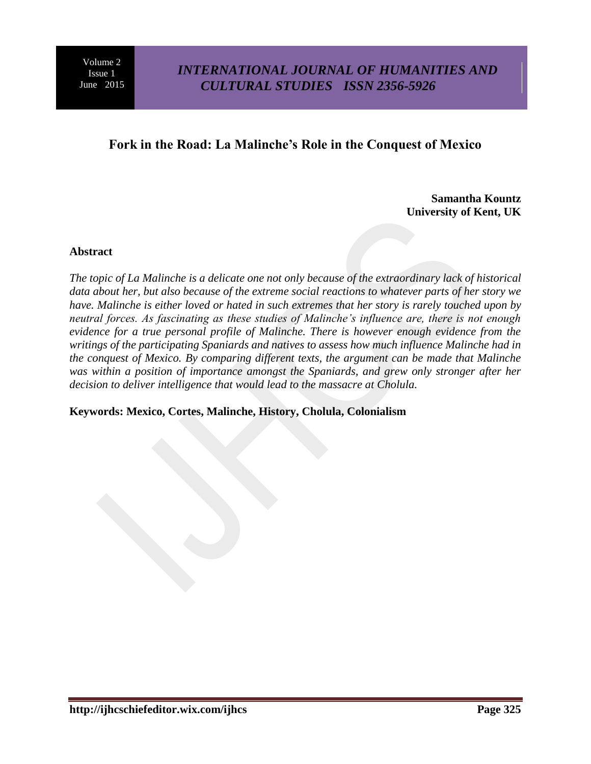# Fork in the Road: La Malinche's Role in the Conquest of Mexico

**Samantha Kountz**
**University of Kent, UK**

## Abstract

*The topic of La Malinche is a delicate one not only because of the extraordinary lack of historical data about her, but also because of the extreme social reactions to whatever parts of her story we have. Malinche is either loved or hated in such extremes that her story is rarely touched upon by neutral forces. As fascinating as these studies of Malinche's influence are, there is not enough evidence for a true personal profile of Malinche. There is however enough evidence from the writings of the participating Spaniards and natives to assess how much influence Malinche had in the conquest of Mexico. By comparing different texts, the argument can be made that Malinche was within a position of importance amongst the Spaniards, and grew only stronger after her decision to deliver intelligence that would lead to the massacre at Cholula.*

**Keywords: Mexico, Cortes, Malinche, History, Cholula, Colonialism**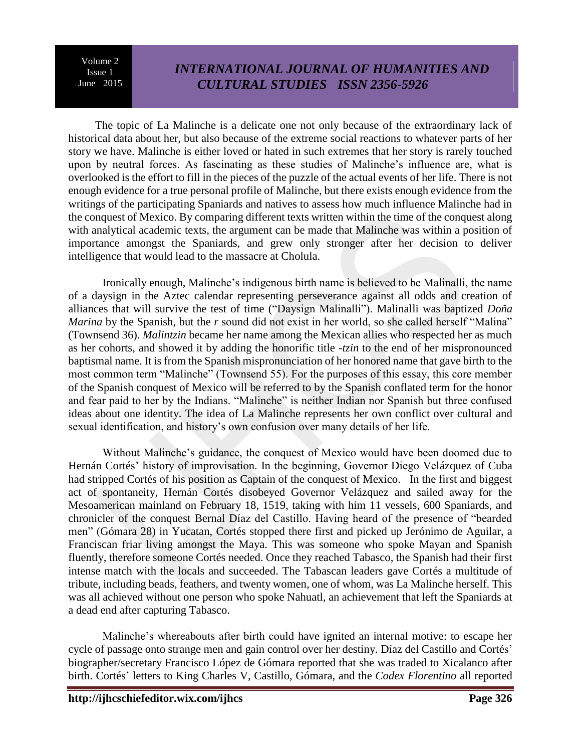The topic of La Malinche is a delicate one not only because of the extraordinary lack of historical data about her, but also because of the extreme social reactions to whatever parts of her story we have. Malinche is either loved or hated in such extremes that her story is rarely touched upon by neutral forces. As fascinating as these studies of Malinche's influence are, what is overlooked is the effort to fill in the pieces of the puzzle of the actual events of her life. There is not enough evidence for a true personal profile of Malinche, but there exists enough evidence from the writings of the participating Spaniards and natives to assess how much influence Malinche had in the conquest of Mexico. By comparing different texts written within the time of the conquest along with analytical academic texts, the argument can be made that Malinche was within a position of importance amongst the Spaniards, and grew only stronger after her decision to deliver intelligence that would lead to the massacre at Cholula.

Ironically enough, Malinche's indigenous birth name is believed to be Malinalli, the name of a daysign in the Aztec calendar representing perseverance against all odds and creation of alliances that will survive the test of time ("Daysign Malinalli"). Malinalli was baptized *Doña Marina* by the Spanish, but the *r* sound did not exist in her world, so she called herself "Malina" (Townsend 36). *Malintzin* became her name among the Mexican allies who respected her as much as her cohorts, and showed it by adding the honorific title *-tzin* to the end of her mispronounced baptismal name. It is from the Spanish mispronunciation of her honored name that gave birth to the most common term "Malinche" (Townsend 55). For the purposes of this essay, this core member of the Spanish conquest of Mexico will be referred to by the Spanish conflated term for the honor and fear paid to her by the Indians. "Malinche" is neither Indian nor Spanish but three confused ideas about one identity. The idea of La Malinche represents her own conflict over cultural and sexual identification, and history's own confusion over many details of her life.

Without Malinche's guidance, the conquest of Mexico would have been doomed due to Hernán Cortés' history of improvisation. In the beginning, Governor Diego Velázquez of Cuba had stripped Cortés of his position as Captain of the conquest of Mexico. In the first and biggest act of spontaneity, Hernán Cortés disobeyed Governor Velázquez and sailed away for the Mesoamerican mainland on February 18, 1519, taking with him 11 vessels, 600 Spaniards, and chronicler of the conquest Bernal Díaz del Castillo. Having heard of the presence of "bearded men" (Gómara 28) in Yucatan, Cortés stopped there first and picked up Jerónimo de Aguilar, a Franciscan friar living amongst the Maya. This was someone who spoke Mayan and Spanish fluently, therefore someone Cortés needed. Once they reached Tabasco, the Spanish had their first intense match with the locals and succeeded. The Tabascan leaders gave Cortés a multitude of tribute, including beads, feathers, and twenty women, one of whom, was La Malinche herself. This was all achieved without one person who spoke Nahuatl, an achievement that left the Spaniards at a dead end after capturing Tabasco.

Malinche's whereabouts after birth could have ignited an internal motive: to escape her cycle of passage onto strange men and gain control over her destiny. Díaz del Castillo and Cortés' biographer/secretary Francisco López de Gómara reported that she was traded to Xicalanco after birth. Cortés' letters to King Charles V, Castillo, Gómara, and the *Codex Florentino* all reported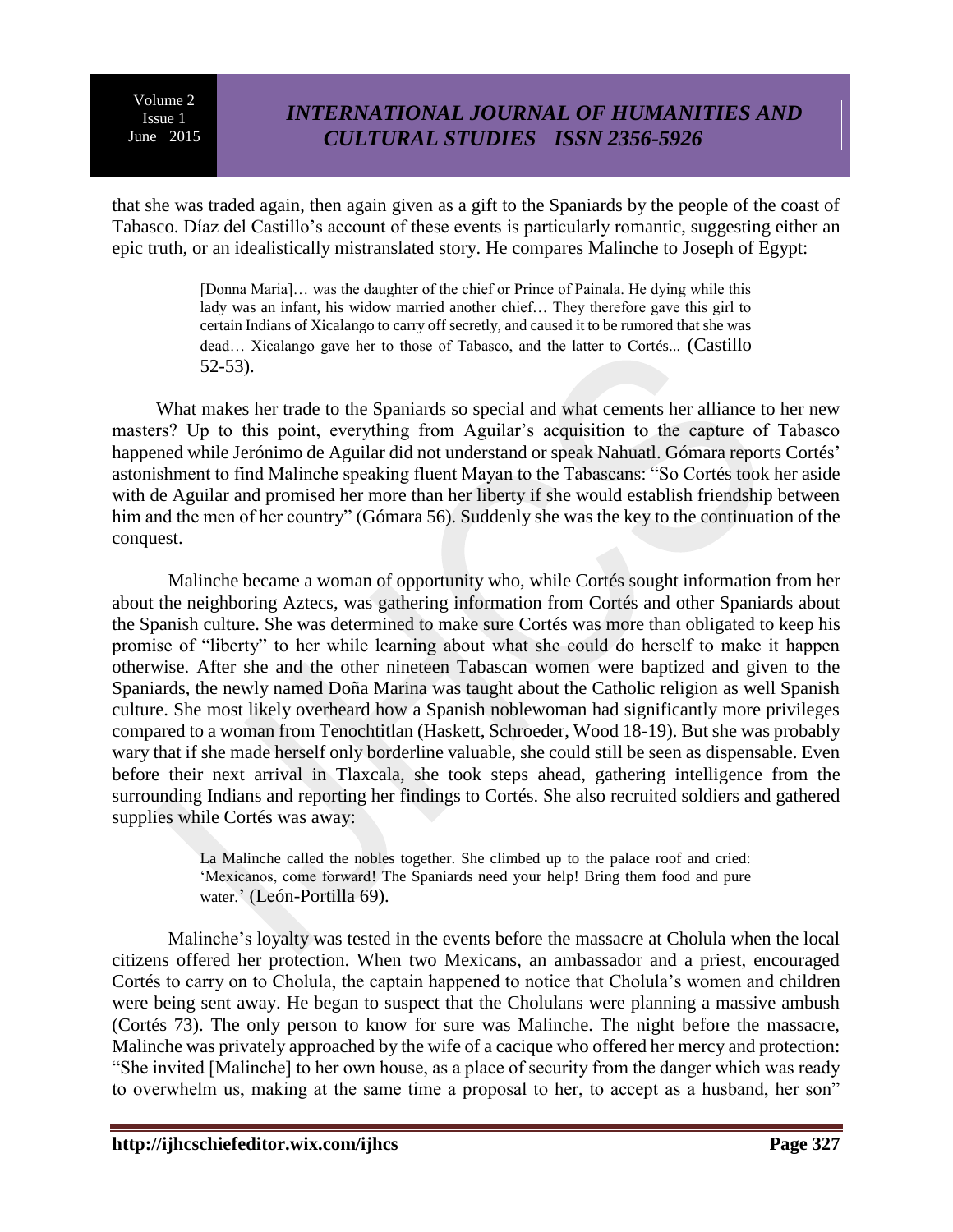that she was traded again, then again given as a gift to the Spaniards by the people of the coast of Tabasco. Díaz del Castillo's account of these events is particularly romantic, suggesting either an epic truth, or an idealistically mistranslated story. He compares Malinche to Joseph of Egypt:

> [Donna Maria]… was the daughter of the chief or Prince of Painala. He dying while this lady was an infant, his widow married another chief… They therefore gave this girl to certain Indians of Xicalango to carry off secretly, and caused it to be rumored that she was dead… Xicalango gave her to those of Tabasco, and the latter to Cortés... (Castillo 52-53).

What makes her trade to the Spaniards so special and what cements her alliance to her new masters? Up to this point, everything from Aguilar's acquisition to the capture of Tabasco happened while Jerónimo de Aguilar did not understand or speak Nahuatl. Gómara reports Cortés' astonishment to find Malinche speaking fluent Mayan to the Tabascans: "So Cortés took her aside with de Aguilar and promised her more than her liberty if she would establish friendship between him and the men of her country" (Gómara 56). Suddenly she was the key to the continuation of the conquest.

Malinche became a woman of opportunity who, while Cortés sought information from her about the neighboring Aztecs, was gathering information from Cortés and other Spaniards about the Spanish culture. She was determined to make sure Cortés was more than obligated to keep his promise of "liberty" to her while learning about what she could do herself to make it happen otherwise. After she and the other nineteen Tabascan women were baptized and given to the Spaniards, the newly named Doña Marina was taught about the Catholic religion as well Spanish culture. She most likely overheard how a Spanish noblewoman had significantly more privileges compared to a woman from Tenochtitlan (Haskett, Schroeder, Wood 18-19). But she was probably wary that if she made herself only borderline valuable, she could still be seen as dispensable. Even before their next arrival in Tlaxcala, she took steps ahead, gathering intelligence from the surrounding Indians and reporting her findings to Cortés. She also recruited soldiers and gathered supplies while Cortés was away:

> La Malinche called the nobles together. She climbed up to the palace roof and cried: 'Mexicanos, come forward! The Spaniards need your help! Bring them food and pure water.' (León-Portilla 69).

Malinche's loyalty was tested in the events before the massacre at Cholula when the local citizens offered her protection. When two Mexicans, an ambassador and a priest, encouraged Cortés to carry on to Cholula, the captain happened to notice that Cholula's women and children were being sent away. He began to suspect that the Cholulans were planning a massive ambush (Cortés 73). The only person to know for sure was Malinche. The night before the massacre, Malinche was privately approached by the wife of a cacique who offered her mercy and protection: "She invited [Malinche] to her own house, as a place of security from the danger which was ready to overwhelm us, making at the same time a proposal to her, to accept as a husband, her son"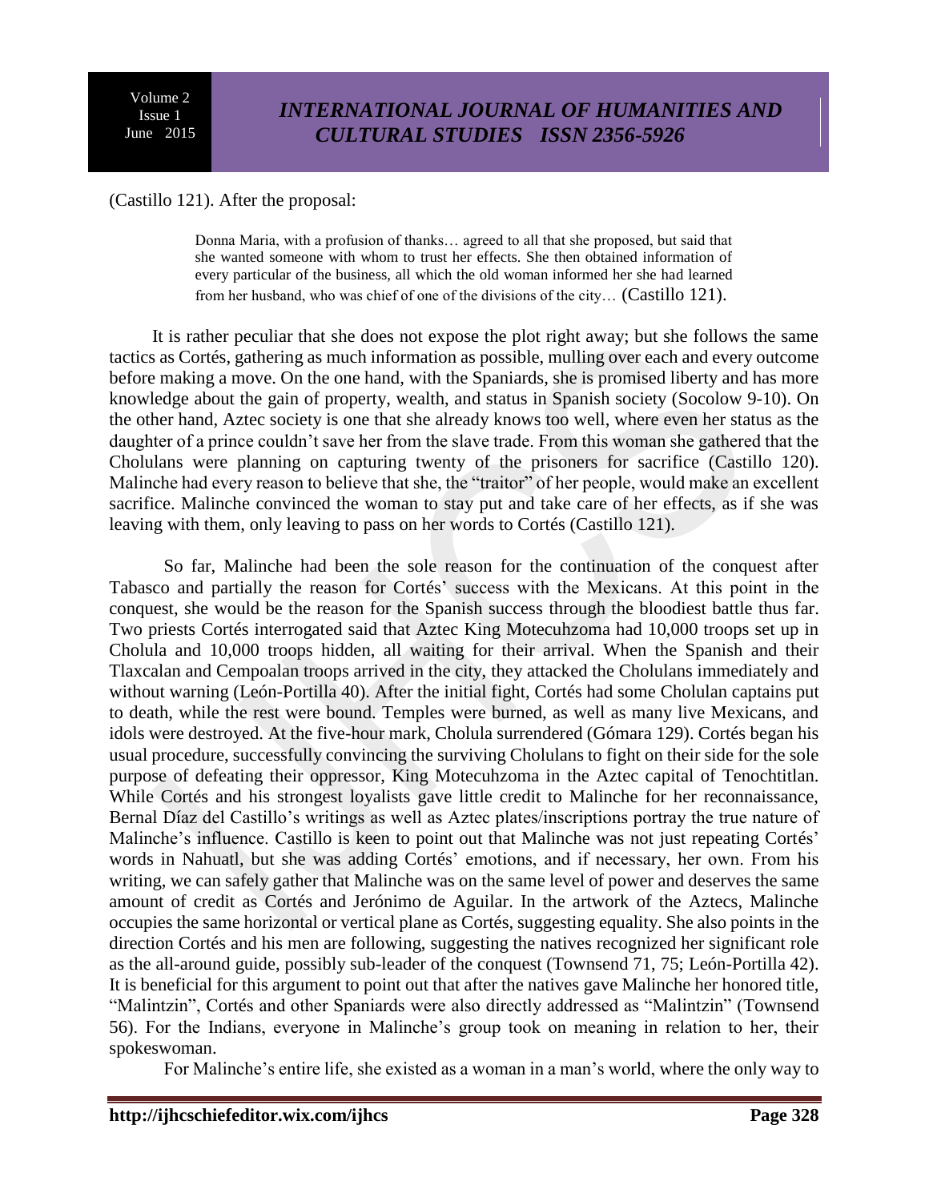(Castillo 121). After the proposal:

> Donna Maria, with a profusion of thanks… agreed to all that she proposed, but said that she wanted someone with whom to trust her effects. She then obtained information of every particular of the business, all which the old woman informed her she had learned from her husband, who was chief of one of the divisions of the city… (Castillo 121).

It is rather peculiar that she does not expose the plot right away; but she follows the same tactics as Cortés, gathering as much information as possible, mulling over each and every outcome before making a move. On the one hand, with the Spaniards, she is promised liberty and has more knowledge about the gain of property, wealth, and status in Spanish society (Socolow 9-10). On the other hand, Aztec society is one that she already knows too well, where even her status as the daughter of a prince couldn't save her from the slave trade. From this woman she gathered that the Cholulans were planning on capturing twenty of the prisoners for sacrifice (Castillo 120). Malinche had every reason to believe that she, the "traitor" of her people, would make an excellent sacrifice. Malinche convinced the woman to stay put and take care of her effects, as if she was leaving with them, only leaving to pass on her words to Cortés (Castillo 121).

So far, Malinche had been the sole reason for the continuation of the conquest after Tabasco and partially the reason for Cortés' success with the Mexicans. At this point in the conquest, she would be the reason for the Spanish success through the bloodiest battle thus far. Two priests Cortés interrogated said that Aztec King Motecuhzoma had 10,000 troops set up in Cholula and 10,000 troops hidden, all waiting for their arrival. When the Spanish and their Tlaxcalan and Cempoalan troops arrived in the city, they attacked the Cholulans immediately and without warning (León-Portilla 40). After the initial fight, Cortés had some Cholulan captains put to death, while the rest were bound. Temples were burned, as well as many live Mexicans, and idols were destroyed. At the five-hour mark, Cholula surrendered (Gómara 129). Cortés began his usual procedure, successfully convincing the surviving Cholulans to fight on their side for the sole purpose of defeating their oppressor, King Motecuhzoma in the Aztec capital of Tenochtitlan. While Cortés and his strongest loyalists gave little credit to Malinche for her reconnaissance, Bernal Díaz del Castillo's writings as well as Aztec plates/inscriptions portray the true nature of Malinche's influence. Castillo is keen to point out that Malinche was not just repeating Cortés' words in Nahuatl, but she was adding Cortés' emotions, and if necessary, her own. From his writing, we can safely gather that Malinche was on the same level of power and deserves the same amount of credit as Cortés and Jerónimo de Aguilar. In the artwork of the Aztecs, Malinche occupies the same horizontal or vertical plane as Cortés, suggesting equality. She also points in the direction Cortés and his men are following, suggesting the natives recognized her significant role as the all-around guide, possibly sub-leader of the conquest (Townsend 71, 75; León-Portilla 42). It is beneficial for this argument to point out that after the natives gave Malinche her honored title, "Malintzin", Cortés and other Spaniards were also directly addressed as "Malintzin" (Townsend 56). For the Indians, everyone in Malinche's group took on meaning in relation to her, their spokeswoman.

For Malinche's entire life, she existed as a woman in a man's world, where the only way to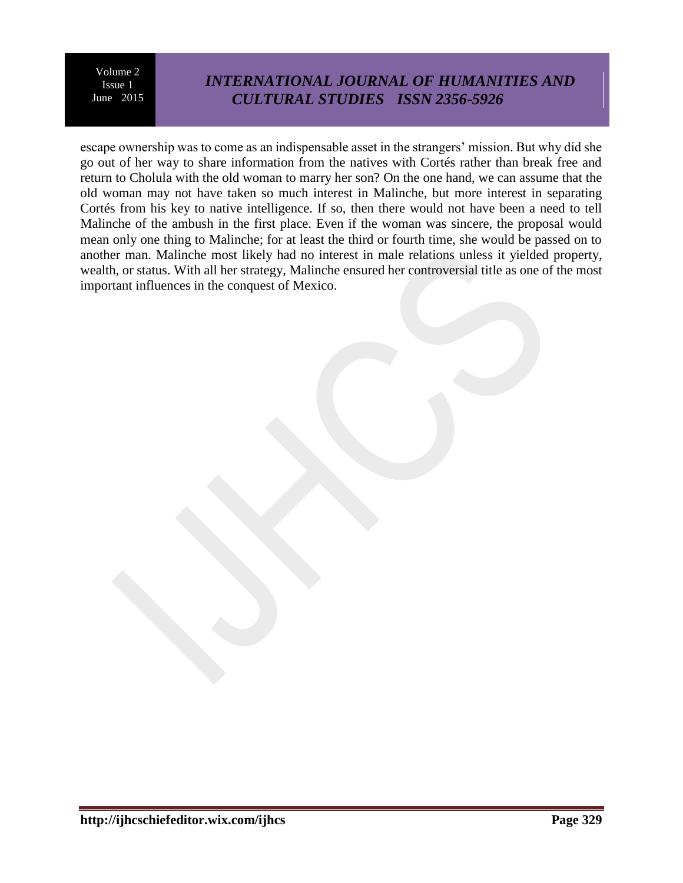escape ownership was to come as an indispensable asset in the strangers' mission. But why did she go out of her way to share information from the natives with Cortés rather than break free and return to Cholula with the old woman to marry her son? On the one hand, we can assume that the old woman may not have taken so much interest in Malinche, but more interest in separating Cortés from his key to native intelligence. If so, then there would not have been a need to tell Malinche of the ambush in the first place. Even if the woman was sincere, the proposal would mean only one thing to Malinche; for at least the third or fourth time, she would be passed on to another man. Malinche most likely had no interest in male relations unless it yielded property, wealth, or status. With all her strategy, Malinche ensured her controversial title as one of the most important influences in the conquest of Mexico.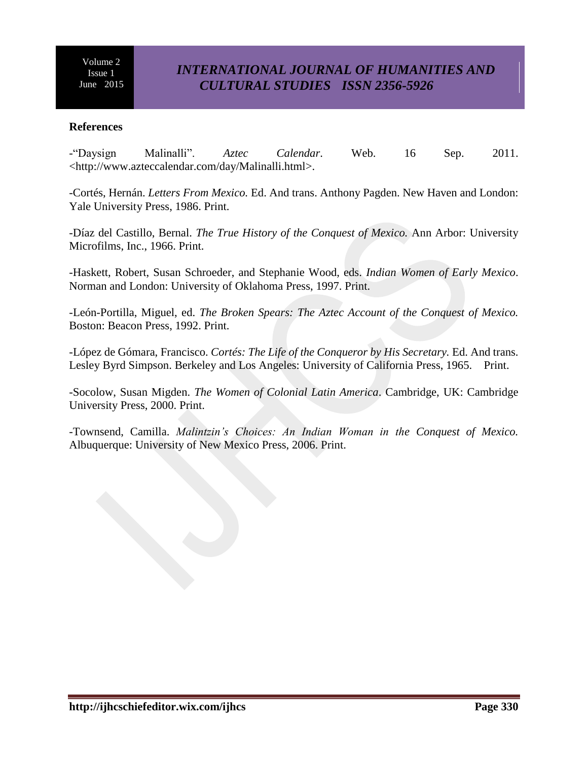**References**

-"Daysign Malinalli". *Aztec Calendar*. Web. 16 Sep. 2011. <http://www.azteccalendar.com/day/Malinalli.html>.

-Cortés, Hernán. *Letters From Mexico.* Ed. And trans. Anthony Pagden. New Haven and London: Yale University Press, 1986. Print.

-Díaz del Castillo, Bernal. *The True History of the Conquest of Mexico.* Ann Arbor: University Microfilms, Inc., 1966. Print.

-Haskett, Robert, Susan Schroeder, and Stephanie Wood, eds. *Indian Women of Early Mexico*. Norman and London: University of Oklahoma Press, 1997. Print.

-León-Portilla, Miguel, ed. *The Broken Spears: The Aztec Account of the Conquest of Mexico.* Boston: Beacon Press, 1992. Print.

-López de Gómara, Francisco. *Cortés: The Life of the Conqueror by His Secretary.* Ed. And trans. Lesley Byrd Simpson. Berkeley and Los Angeles: University of California Press, 1965. Print.

-Socolow, Susan Migden. *The Women of Colonial Latin America*. Cambridge, UK: Cambridge University Press, 2000. Print.

-Townsend, Camilla. *Malintzin's Choices: An Indian Woman in the Conquest of Mexico.* Albuquerque: University of New Mexico Press, 2006. Print.